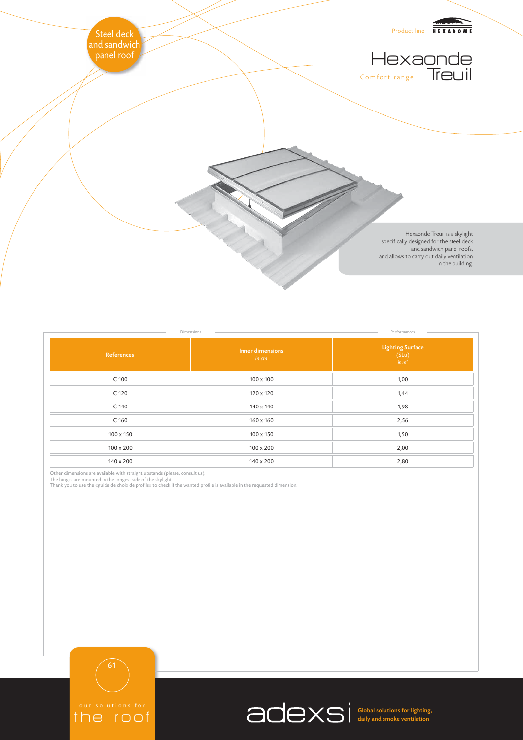Steel deck and sandwich panel roof

Product line HEXADOME

# Hexaonde Treuil

Comfort range

Hexaonde Treuil is a skylight specifically designed for the steel deck and sandwich panel roofs, and allows to carry out daily ventilation in the building.

| Dimensions | | Performances |
|---|---|---|
| **References** | **Inner dimensions** *in cm* | **Lighting Surface** (SLu) *in $m^2$* |
| C 100 | 100 x 100 | 1,00 |
| C 120 | 120 x 120 | 1,44 |
| C 140 | 140 x 140 | 1,98 |
| C 160 | 160 x 160 | 2,56 |
| 100 x 150 | 100 x 150 | 1,50 |
| 100 x 200 | 100 x 200 | 2,00 |
| 140 x 200 | 140 x 200 | 2,80 |

Other dimensions are available with straight upstands (please, consult us).
The hinges are mounted in the longest side of the skylight.
Thank you to use the «guide de choix de profils» to check if the wanted profile is available in the requested dimension.

our solutions for the roof

adexsi Global solutions for lighting, daily and smoke ventilation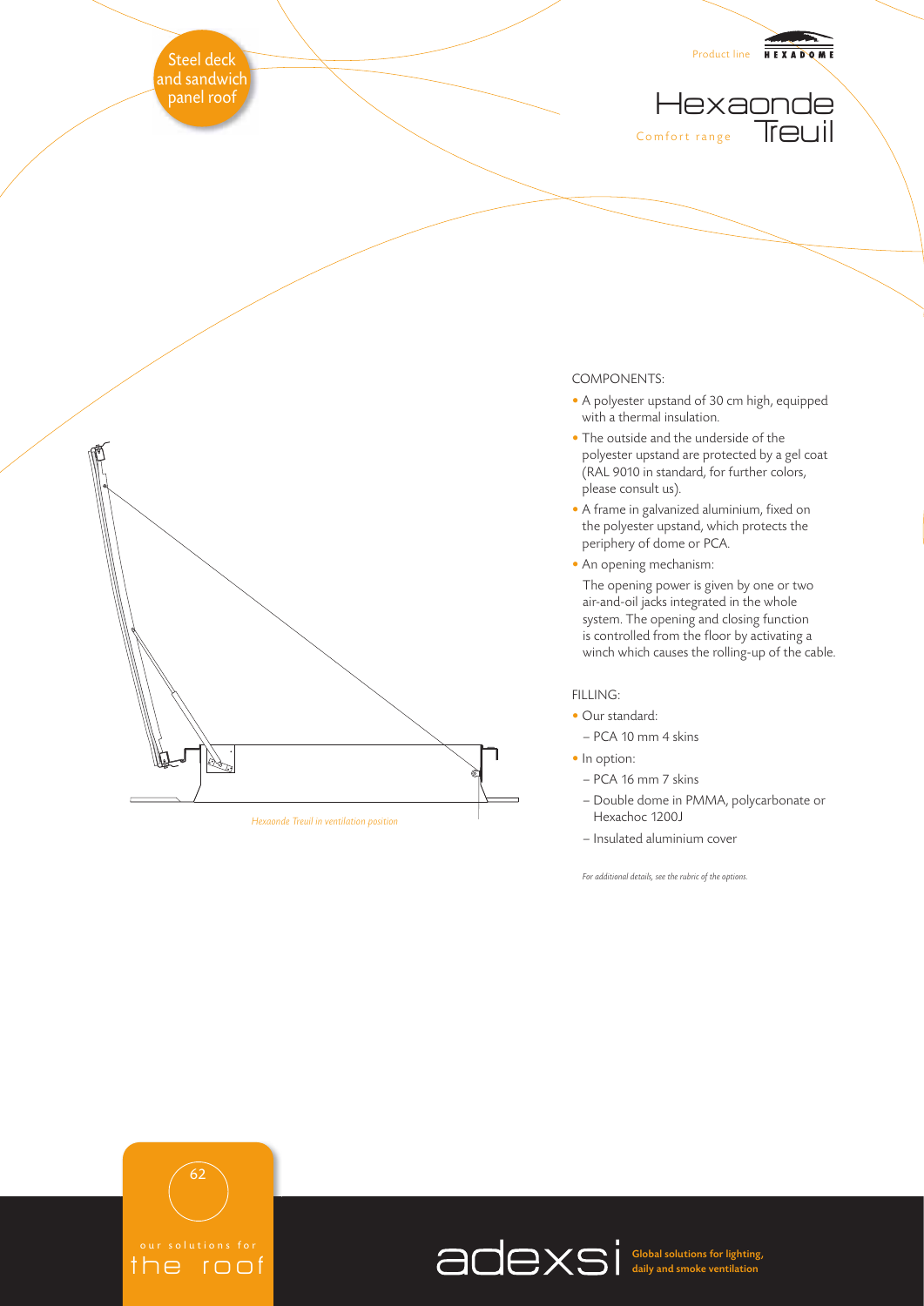Steel deck and sandwich panel roof

Product line HEXADOME

# Hexaonde Treuil

Comfort range

*Hexaonde Treuil in ventilation position*

COMPONENTS:

- A polyester upstand of 30 cm high, equipped with a thermal insulation.
- The outside and the underside of the polyester upstand are protected by a gel coat (RAL 9010 in standard, for further colors, please consult us).
- A frame in galvanized aluminium, fixed on the polyester upstand, which protects the periphery of dome or PCA.
- An opening mechanism:

  The opening power is given by one or two air-and-oil jacks integrated in the whole system. The opening and closing function is controlled from the floor by activating a winch which causes the rolling-up of the cable.

FILLING:

- Our standard:
  - PCA 10 mm 4 skins
- In option:
  - PCA 16 mm 7 skins
  - Double dome in PMMA, polycarbonate or Hexachoc 1200J
  - Insulated aluminium cover

*For additional details, see the rubric of the options.*

our solutions for the roof

adexsi Global solutions for lighting, daily and smoke ventilation